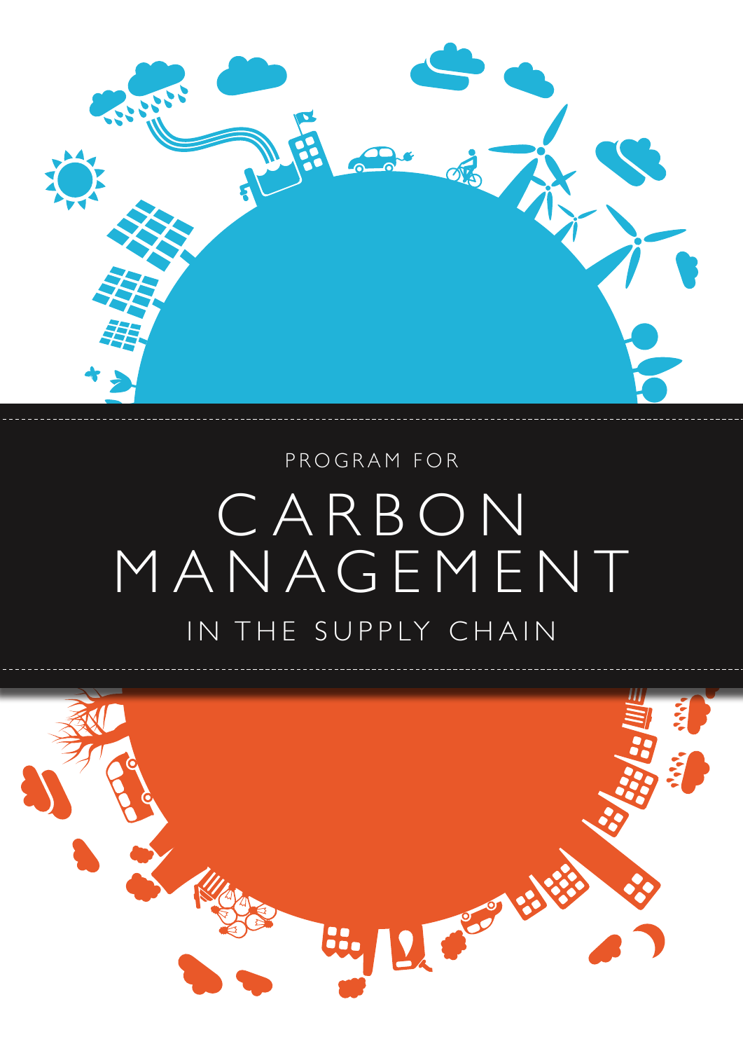PROGRAM FOR

# CARBON MANAGEMENT

IN THE SUPPLY CHAIN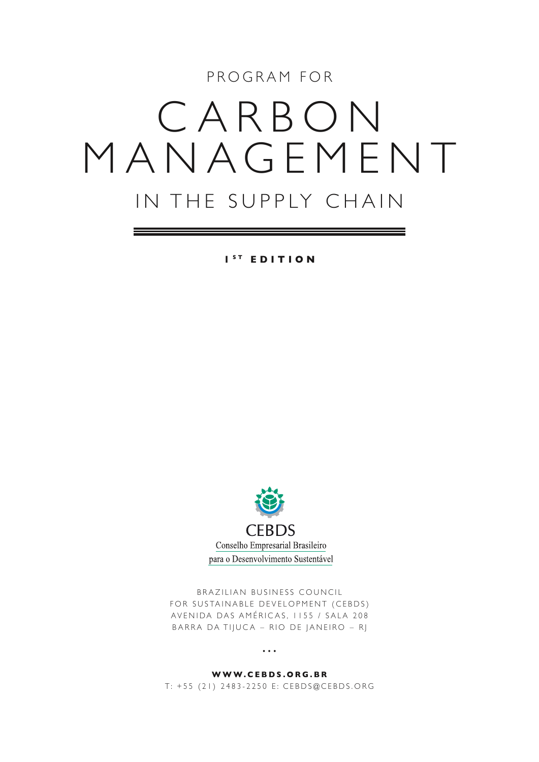PROGRAM FOR

# CARBON MANAGEMENT

## IN THE SUPPLY CHAIN

**1ST EDITION**

CEBDS

Conselho Empresarial Brasileiro para o Desenvolvimento Sustentável

BRAZILIAN BUSINESS COUNCIL
FOR SUSTAINABLE DEVELOPMENT (CEBDS)
AVENIDA DAS AMÉRICAS, 1155 / SALA 208
BARRA DA TIJUCA – RIO DE JANEIRO – RJ

...

**WWW.CEBDS.ORG.BR**

T: +55 (21) 2483-2250 E: CEBDS@CEBDS.ORG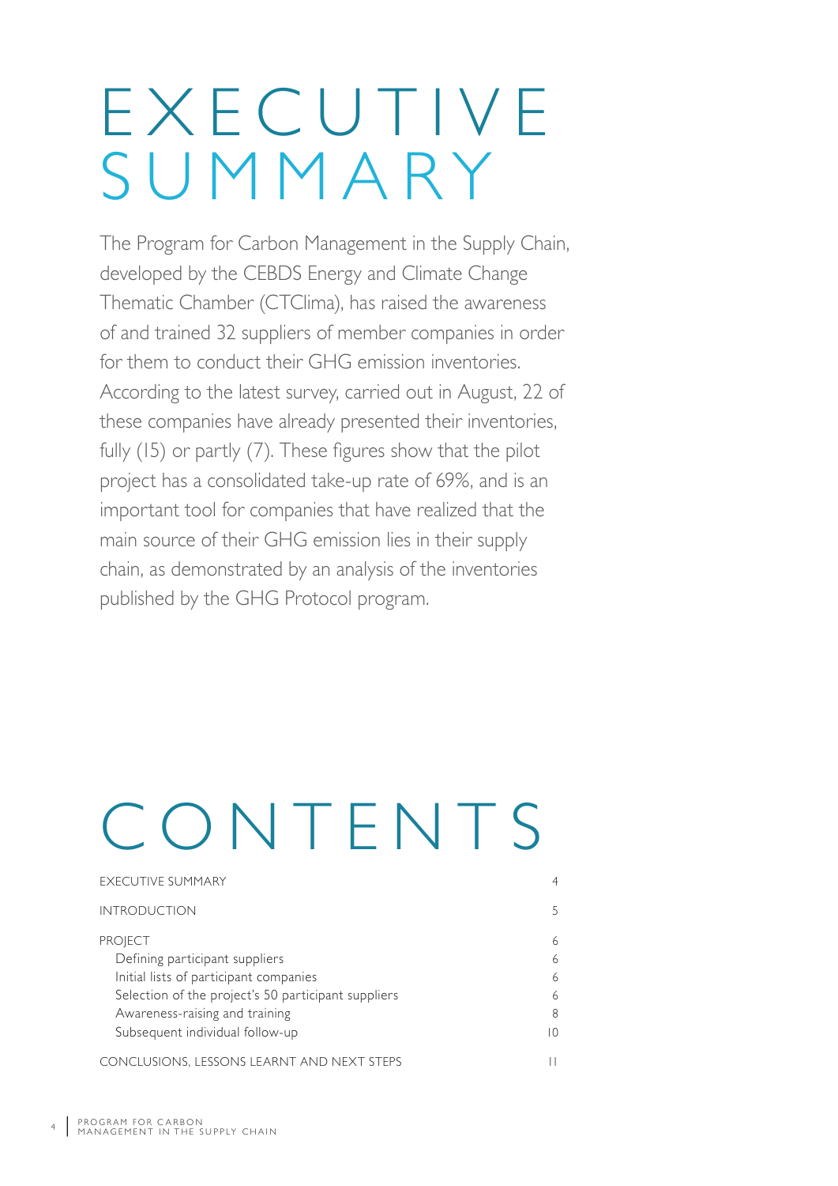# EXECUTIVE SUMMARY

The Program for Carbon Management in the Supply Chain, developed by the CEBDS Energy and Climate Change Thematic Chamber (CTClima), has raised the awareness of and trained 32 suppliers of member companies in order for them to conduct their GHG emission inventories. According to the latest survey, carried out in August, 22 of these companies have already presented their inventories, fully (15) or partly (7). These figures show that the pilot project has a consolidated take-up rate of 69%, and is an important tool for companies that have realized that the main source of their GHG emission lies in their supply chain, as demonstrated by an analysis of the inventories published by the GHG Protocol program.

# CONTENTS

| | |
|---|---|
| EXECUTIVE SUMMARY | 4 |
| INTRODUCTION | 5 |
| PROJECT | 6 |
| Defining participant suppliers | 6 |
| Initial lists of participant companies | 6 |
| Selection of the project's 50 participant suppliers | 6 |
| Awareness-raising and training | 8 |
| Subsequent individual follow-up | 10 |
| CONCLUSIONS, LESSONS LEARNT AND NEXT STEPS | 11 |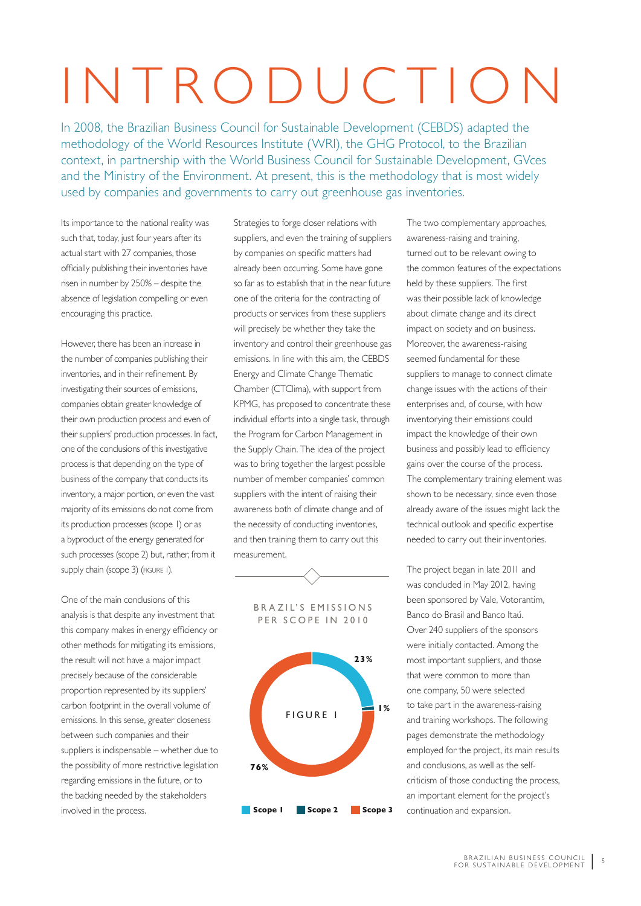# INTRODUCTION

In 2008, the Brazilian Business Council for Sustainable Development (CEBDS) adapted the methodology of the World Resources Institute (WRI), the GHG Protocol, to the Brazilian context, in partnership with the World Business Council for Sustainable Development, GVces and the Ministry of the Environment. At present, this is the methodology that is most widely used by companies and governments to carry out greenhouse gas inventories.

Its importance to the national reality was such that, today, just four years after its actual start with 27 companies, those officially publishing their inventories have risen in number by 250% – despite the absence of legislation compelling or even encouraging this practice.

However, there has been an increase in the number of companies publishing their inventories, and in their refinement. By investigating their sources of emissions, companies obtain greater knowledge of their own production process and even of their suppliers' production processes. In fact, one of the conclusions of this investigative process is that depending on the type of business of the company that conducts its inventory, a major portion, or even the vast majority of its emissions do not come from its production processes (scope 1) or as a byproduct of the energy generated for such processes (scope 2) but, rather, from its supply chain (scope 3) (FIGURE 1).

One of the main conclusions of this analysis is that despite any investment that this company makes in energy efficiency or other methods for mitigating its emissions, the result will not have a major impact precisely because of the considerable proportion represented by its suppliers' carbon footprint in the overall volume of emissions. In this sense, greater closeness between such companies and their suppliers is indispensable – whether due to the possibility of more restrictive legislation regarding emissions in the future, or to the backing needed by the stakeholders involved in the process.

Strategies to forge closer relations with suppliers, and even the training of suppliers by companies on specific matters had already been occurring. Some have gone so far as to establish that in the near future one of the criteria for the contracting of products or services from these suppliers will precisely be whether they take the inventory and control their greenhouse gas emissions. In line with this aim, the CEBDS Energy and Climate Change Thematic Chamber (CTClima), with support from KPMG, has proposed to concentrate these individual efforts into a single task, through the Program for Carbon Management in the Supply Chain. The idea of the project was to bring together the largest possible number of member companies' common suppliers with the intent of raising their awareness both of climate change and of the necessity of conducting inventories, and then training them to carry out this measurement.

**BRAZIL'S EMISSIONS PER SCOPE IN 2010**

FIGURE 1

| Scope | Share |
|---|---|
| Scope 1 | 23% |
| Scope 2 | 1% |
| Scope 3 | 76% |

The two complementary approaches, awareness-raising and training, turned out to be relevant owing to the common features of the expectations held by these suppliers. The first was their possible lack of knowledge about climate change and its direct impact on society and on business. Moreover, the awareness-raising seemed fundamental for these suppliers to manage to connect climate change issues with the actions of their enterprises and, of course, with how inventorying their emissions could impact the knowledge of their own business and possibly lead to efficiency gains over the course of the process. The complementary training element was shown to be necessary, since even those already aware of the issues might lack the technical outlook and specific expertise needed to carry out their inventories.

The project began in late 2011 and was concluded in May 2012, having been sponsored by Vale, Votorantim, Banco do Brasil and Banco Itaú. Over 240 suppliers of the sponsors were initially contacted. Among the most important suppliers, and those that were common to more than one company, 50 were selected to take part in the awareness-raising and training workshops. The following pages demonstrate the methodology employed for the project, its main results and conclusions, as well as the self-criticism of those conducting the process, an important element for the project's continuation and expansion.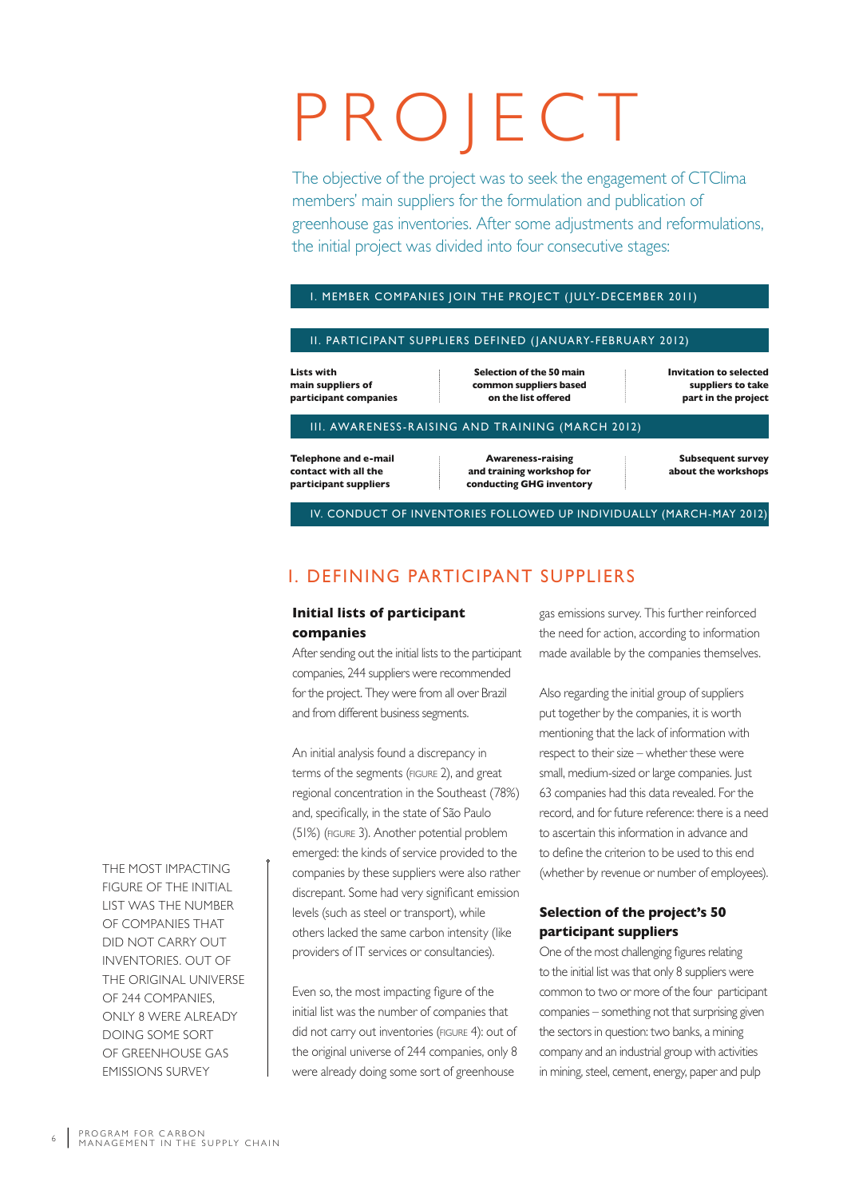# PROJECT

The objective of the project was to seek the engagement of CTClima members' main suppliers for the formulation and publication of greenhouse gas inventories. After some adjustments and reformulations, the initial project was divided into four consecutive stages:

**I. MEMBER COMPANIES JOIN THE PROJECT (JULY-DECEMBER 2011)**

**II. PARTICIPANT SUPPLIERS DEFINED (JANUARY-FEBRUARY 2012)**

- Lists with main suppliers of participant companies
- Selection of the 50 main common suppliers based on the list offered
- Invitation to selected suppliers to take part in the project

**III. AWARENESS-RAISING AND TRAINING (MARCH 2012)**

- Telephone and e-mail contact with all the participant suppliers
- Awareness-raising and training workshop for conducting GHG inventory
- Subsequent survey about the workshops

**IV. CONDUCT OF INVENTORIES FOLLOWED UP INDIVIDUALLY (MARCH-MAY 2012)**

## I. DEFINING PARTICIPANT SUPPLIERS

### Initial lists of participant companies

After sending out the initial lists to the participant companies, 244 suppliers were recommended for the project. They were from all over Brazil and from different business segments.

An initial analysis found a discrepancy in terms of the segments (FIGURE 2), and great regional concentration in the Southeast (78%) and, specifically, in the state of São Paulo (51%) (FIGURE 3). Another potential problem emerged: the kinds of service provided to the companies by these suppliers were also rather discrepant. Some had very significant emission levels (such as steel or transport), while others lacked the same carbon intensity (like providers of IT services or consultancies).

THE MOST IMPACTING FIGURE OF THE INITIAL LIST WAS THE NUMBER OF COMPANIES THAT DID NOT CARRY OUT INVENTORIES. OUT OF THE ORIGINAL UNIVERSE OF 244 COMPANIES, ONLY 8 WERE ALREADY DOING SOME SORT OF GREENHOUSE GAS EMISSIONS SURVEY

Even so, the most impacting figure of the initial list was the number of companies that did not carry out inventories (FIGURE 4): out of the original universe of 244 companies, only 8 were already doing some sort of greenhouse gas emissions survey. This further reinforced the need for action, according to information made available by the companies themselves.

Also regarding the initial group of suppliers put together by the companies, it is worth mentioning that the lack of information with respect to their size – whether these were small, medium-sized or large companies. Just 63 companies had this data revealed. For the record, and for future reference: there is a need to ascertain this information in advance and to define the criterion to be used to this end (whether by revenue or number of employees).

### Selection of the project's 50 participant suppliers

One of the most challenging figures relating to the initial list was that only 8 suppliers were common to two or more of the four participant companies – something not that surprising given the sectors in question: two banks, a mining company and an industrial group with activities in mining, steel, cement, energy, paper and pulp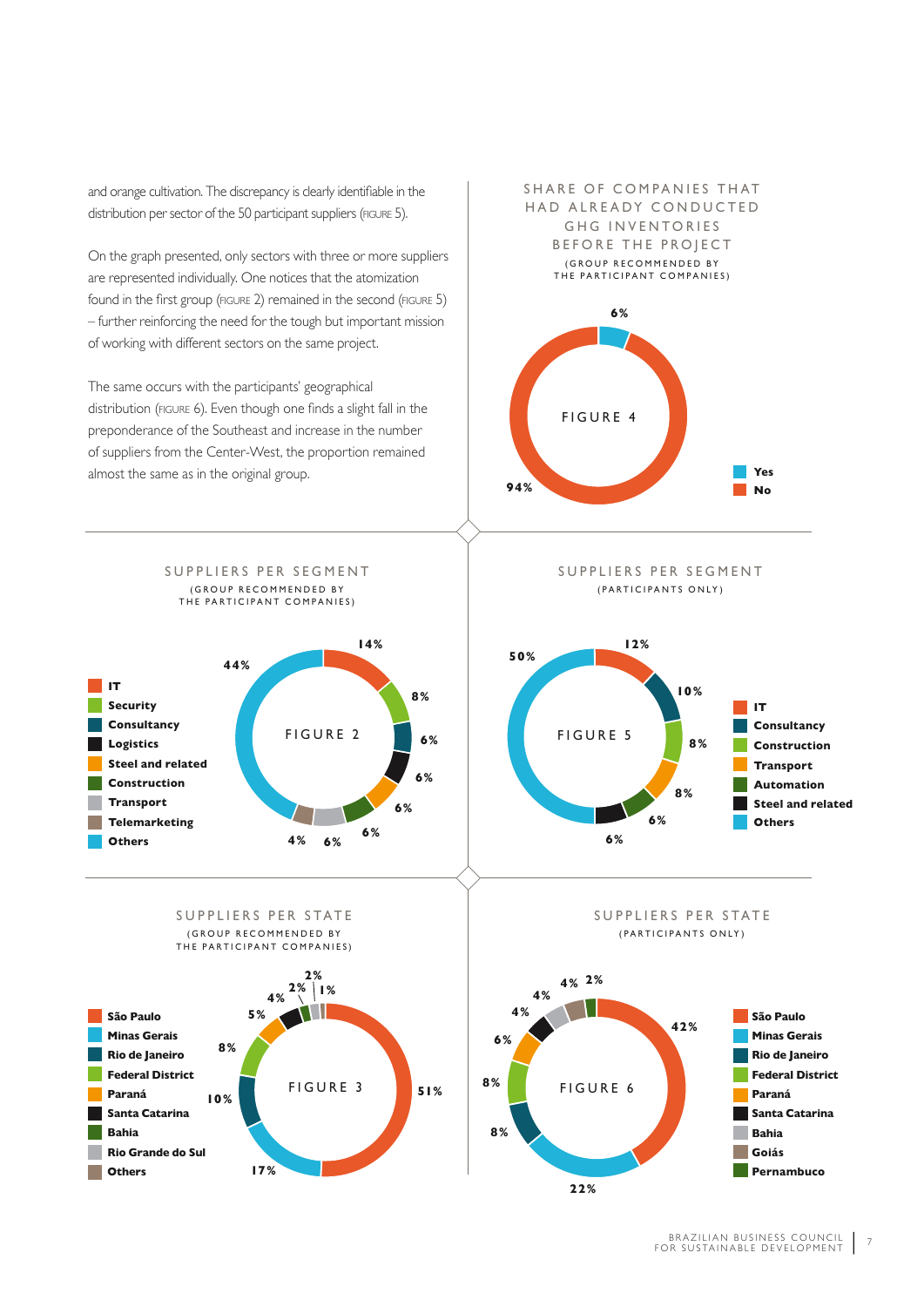and orange cultivation. The discrepancy is clearly identifiable in the distribution per sector of the 50 participant suppliers (FIGURE 5).

On the graph presented, only sectors with three or more suppliers are represented individually. One notices that the atomization found in the first group (FIGURE 2) remained in the second (FIGURE 5) – further reinforcing the need for the tough but important mission of working with different sectors on the same project.

The same occurs with the participants' geographical distribution (FIGURE 6). Even though one finds a slight fall in the preponderance of the Southeast and increase in the number of suppliers from the Center-West, the proportion remained almost the same as in the original group.

### SHARE OF COMPANIES THAT HAD ALREADY CONDUCTED GHG INVENTORIES BEFORE THE PROJECT
(GROUP RECOMMENDED BY THE PARTICIPANT COMPANIES)

FIGURE 4

| | % |
|---|---|
| Yes | 6% |
| No | 94% |

### SUPPLIERS PER SEGMENT
(GROUP RECOMMENDED BY THE PARTICIPANT COMPANIES)

FIGURE 2

| Segment | % |
|---|---|
| IT | 14% |
| Security | 8% |
| Consultancy | 6% |
| Logistics | 6% |
| Steel and related | 6% |
| Construction | 6% |
| Transport | 6% |
| Telemarketing | 4% |
| Others | 44% |

### SUPPLIERS PER SEGMENT
(PARTICIPANTS ONLY)

FIGURE 5

| Segment | % |
|---|---|
| IT | 12% |
| Consultancy | 10% |
| Construction | 8% |
| Transport | 8% |
| Automation | 6% |
| Steel and related | 6% |
| Others | 50% |

### SUPPLIERS PER STATE
(GROUP RECOMMENDED BY THE PARTICIPANT COMPANIES)

FIGURE 3

| State | % |
|---|---|
| São Paulo | 51% |
| Minas Gerais | 17% |
| Rio de Janeiro | 10% |
| Federal District | 8% |
| Paraná | 5% |
| Santa Catarina | 4% |
| Bahia | 2% |
| Rio Grande do Sul | 2% |
| Others | 1% |

### SUPPLIERS PER STATE
(PARTICIPANTS ONLY)

FIGURE 6

| State | % |
|---|---|
| São Paulo | 42% |
| Minas Gerais | 22% |
| Rio de Janeiro | 8% |
| Federal District | 8% |
| Paraná | 6% |
| Santa Catarina | 4% |
| Bahia | 4% |
| Goiás | 4% |
| Pernambuco | 2% |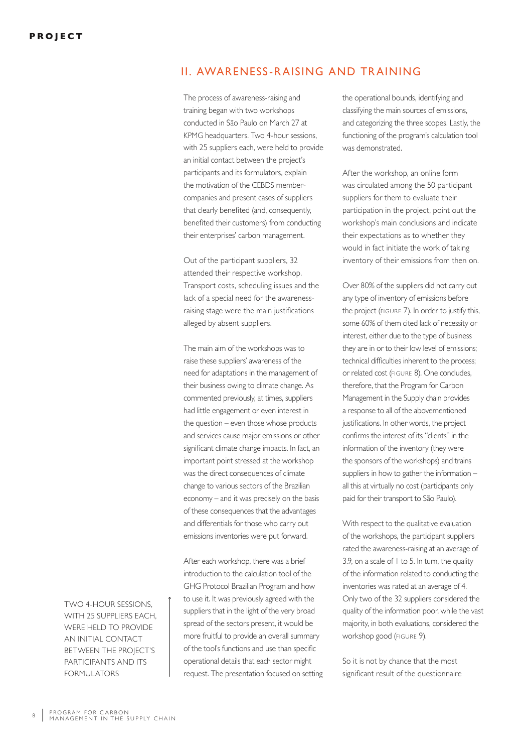## II. AWARENESS-RAISING AND TRAINING

The process of awareness-raising and training began with two workshops conducted in São Paulo on March 27 at KPMG headquarters. Two 4-hour sessions, with 25 suppliers each, were held to provide an initial contact between the project's participants and its formulators, explain the motivation of the CEBDS member-companies and present cases of suppliers that clearly benefited (and, consequently, benefited their customers) from conducting their enterprises' carbon management.

Out of the participant suppliers, 32 attended their respective workshop. Transport costs, scheduling issues and the lack of a special need for the awareness-raising stage were the main justifications alleged by absent suppliers.

The main aim of the workshops was to raise these suppliers' awareness of the need for adaptations in the management of their business owing to climate change. As commented previously, at times, suppliers had little engagement or even interest in the question – even those whose products and services cause major emissions or other significant climate change impacts. In fact, an important point stressed at the workshop was the direct consequences of climate change to various sectors of the Brazilian economy – and it was precisely on the basis of these consequences that the advantages and differentials for those who carry out emissions inventories were put forward.

After each workshop, there was a brief introduction to the calculation tool of the GHG Protocol Brazilian Program and how to use it. It was previously agreed with the suppliers that in the light of the very broad spread of the sectors present, it would be more fruitful to provide an overall summary of the tool's functions and use than specific operational details that each sector might request. The presentation focused on setting the operational bounds, identifying and classifying the main sources of emissions, and categorizing the three scopes. Lastly, the functioning of the program's calculation tool was demonstrated.

> TWO 4-HOUR SESSIONS, WITH 25 SUPPLIERS EACH, WERE HELD TO PROVIDE AN INITIAL CONTACT BETWEEN THE PROJECT'S PARTICIPANTS AND ITS FORMULATORS

After the workshop, an online form was circulated among the 50 participant suppliers for them to evaluate their participation in the project, point out the workshop's main conclusions and indicate their expectations as to whether they would in fact initiate the work of taking inventory of their emissions from then on.

Over 80% of the suppliers did not carry out any type of inventory of emissions before the project (FIGURE 7). In order to justify this, some 60% of them cited lack of necessity or interest, either due to the type of business they are in or to their low level of emissions; technical difficulties inherent to the process; or related cost (FIGURE 8). One concludes, therefore, that the Program for Carbon Management in the Supply chain provides a response to all of the abovementioned justifications. In other words, the project confirms the interest of its "clients" in the information of the inventory (they were the sponsors of the workshops) and trains suppliers in how to gather the information – all this at virtually no cost (participants only paid for their transport to São Paulo).

With respect to the qualitative evaluation of the workshops, the participant suppliers rated the awareness-raising at an average of 3.9, on a scale of 1 to 5. In turn, the quality of the information related to conducting the inventories was rated at an average of 4. Only two of the 32 suppliers considered the quality of the information poor, while the vast majority, in both evaluations, considered the workshop good (FIGURE 9).

So it is not by chance that the most significant result of the questionnaire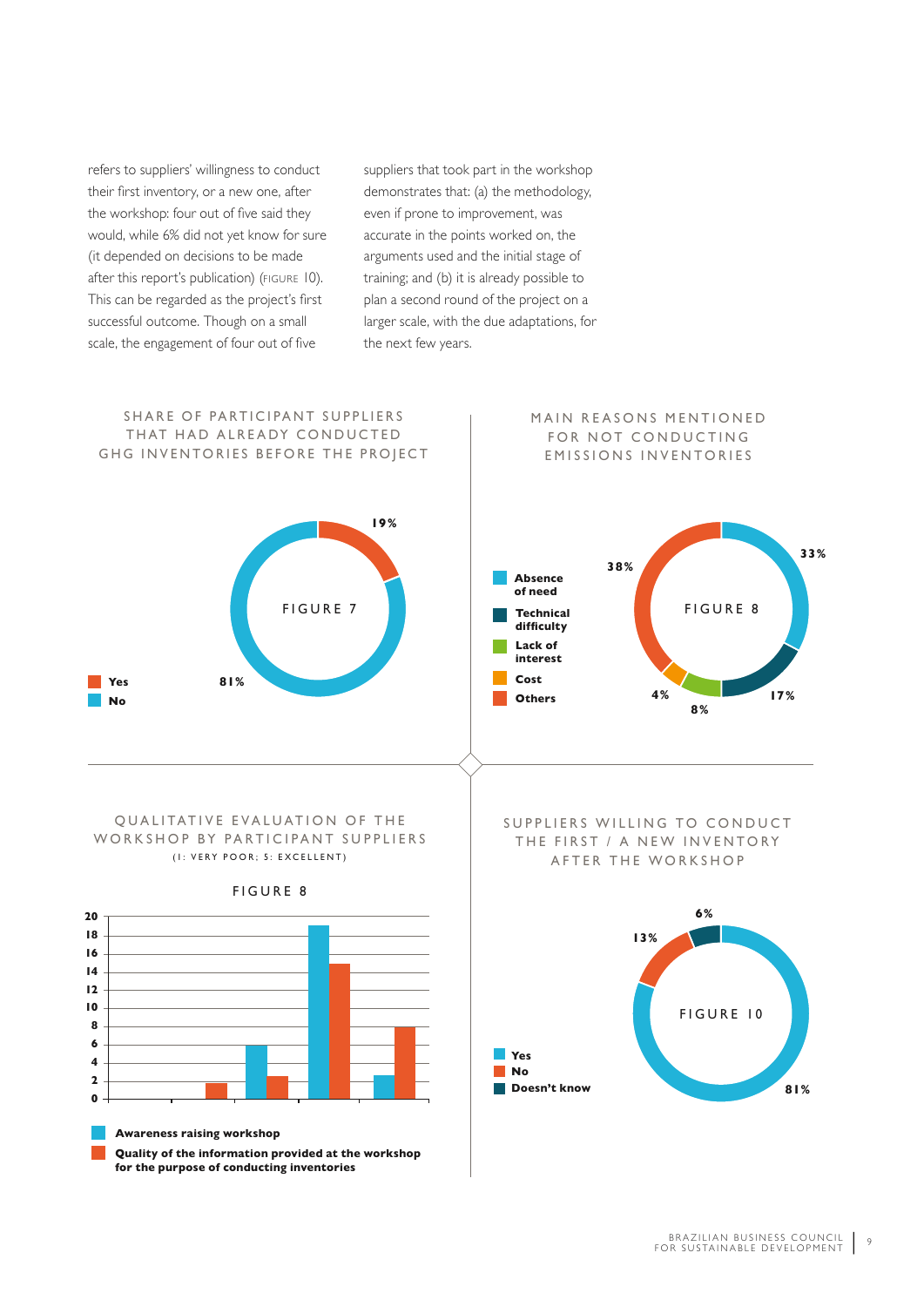refers to suppliers' willingness to conduct their first inventory, or a new one, after the workshop: four out of five said they would, while 6% did not yet know for sure (it depended on decisions to be made after this report's publication) (FIGURE 10). This can be regarded as the project's first successful outcome. Though on a small scale, the engagement of four out of five suppliers that took part in the workshop demonstrates that: (a) the methodology, even if prone to improvement, was accurate in the points worked on, the arguments used and the initial stage of training; and (b) it is already possible to plan a second round of the project on a larger scale, with the due adaptations, for the next few years.

### SHARE OF PARTICIPANT SUPPLIERS THAT HAD ALREADY CONDUCTED GHG INVENTORIES BEFORE THE PROJECT

FIGURE 7

| | % |
|---|---|
| Yes | 19% |
| No | 81% |

### MAIN REASONS MENTIONED FOR NOT CONDUCTING EMISSIONS INVENTORIES

FIGURE 8

| | % |
|---|---|
| Absence of need | 33% |
| Technical difficulty | 17% |
| Lack of interest | 8% |
| Cost | 4% |
| Others | 38% |

### QUALITATIVE EVALUATION OF THE WORKSHOP BY PARTICIPANT SUPPLIERS

(1: VERY POOR; 5: EXCELLENT)

FIGURE 8

| Score | Awareness raising workshop | Quality of the information provided at the workshop for the purpose of conducting inventories |
|---|---|---|
| 1 | 0 | 0 |
| 2 | 0 | 2 |
| 3 | 6 | 2.5 |
| 4 | 19 | 15 |
| 5 | 2.5 | 8 |

### SUPPLIERS WILLING TO CONDUCT THE FIRST / A NEW INVENTORY AFTER THE WORKSHOP

FIGURE 10

| | % |
|---|---|
| Yes | 81% |
| No | 13% |
| Doesn't know | 6% |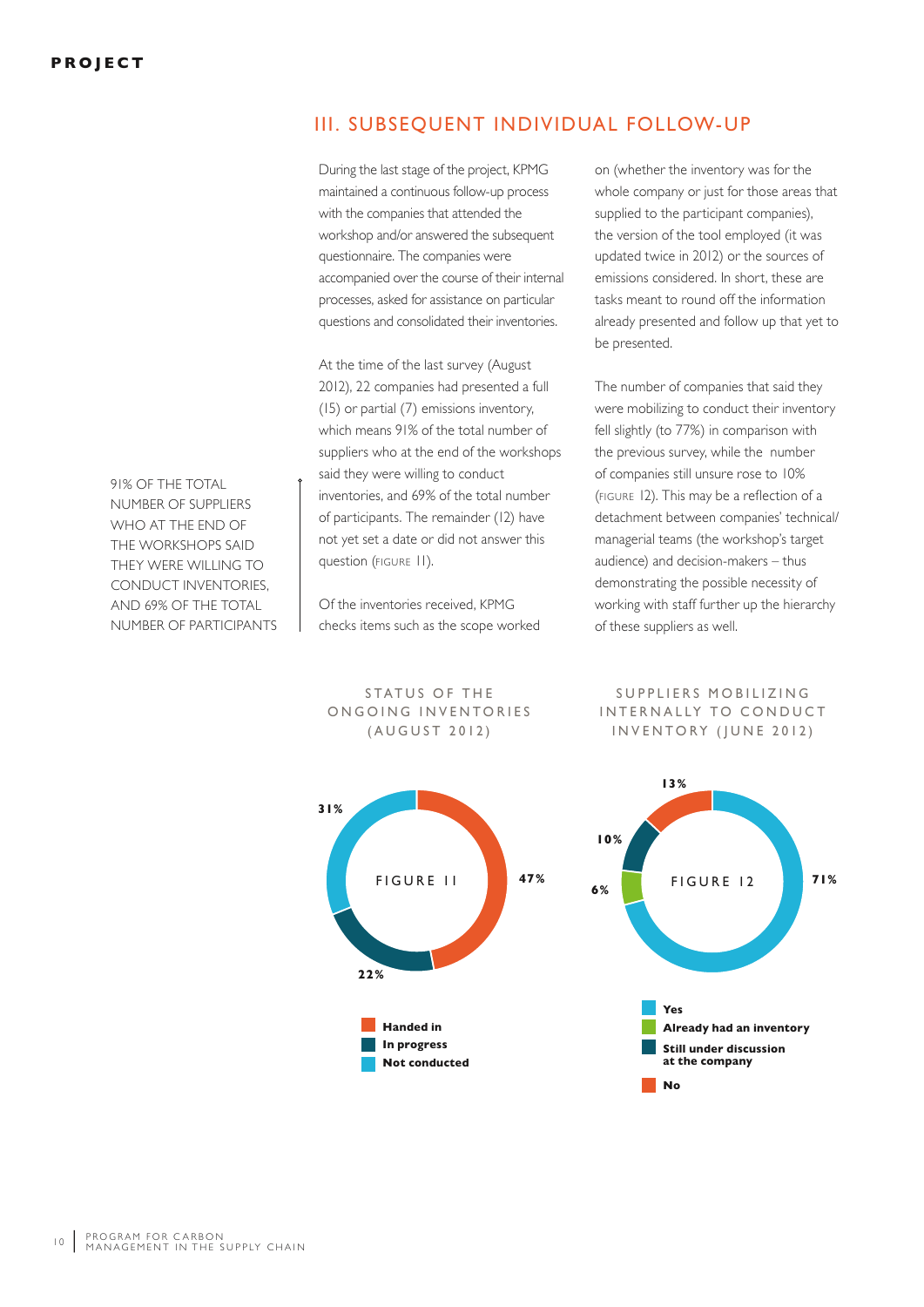## III. SUBSEQUENT INDIVIDUAL FOLLOW-UP

During the last stage of the project, KPMG maintained a continuous follow-up process with the companies that attended the workshop and/or answered the subsequent questionnaire. The companies were accompanied over the course of their internal processes, asked for assistance on particular questions and consolidated their inventories.

At the time of the last survey (August 2012), 22 companies had presented a full (15) or partial (7) emissions inventory, which means 91% of the total number of suppliers who at the end of the workshops said they were willing to conduct inventories, and 69% of the total number of participants. The remainder (12) have not yet set a date or did not answer this question (FIGURE 11).

91% OF THE TOTAL NUMBER OF SUPPLIERS WHO AT THE END OF THE WORKSHOPS SAID THEY WERE WILLING TO CONDUCT INVENTORIES, AND 69% OF THE TOTAL NUMBER OF PARTICIPANTS

Of the inventories received, KPMG checks items such as the scope worked on (whether the inventory was for the whole company or just for those areas that supplied to the participant companies), the version of the tool employed (it was updated twice in 2012) or the sources of emissions considered. In short, these are tasks meant to round off the information already presented and follow up that yet to be presented.

The number of companies that said they were mobilizing to conduct their inventory fell slightly (to 77%) in comparison with the previous survey, while the number of companies still unsure rose to 10% (FIGURE 12). This may be a reflection of a detachment between companies' technical/managerial teams (the workshop's target audience) and decision-makers – thus demonstrating the possible necessity of working with staff further up the hierarchy of these suppliers as well.

STATUS OF THE ONGOING INVENTORIES (AUGUST 2012)

FIGURE 11

| Status | % |
|---|---|
| Handed in | 47% |
| In progress | 22% |
| Not conducted | 31% |

SUPPLIERS MOBILIZING INTERNALLY TO CONDUCT INVENTORY (JUNE 2012)

FIGURE 12

| Response | % |
|---|---|
| Yes | 71% |
| Already had an inventory | 6% |
| Still under discussion at the company | 10% |
| No | 13% |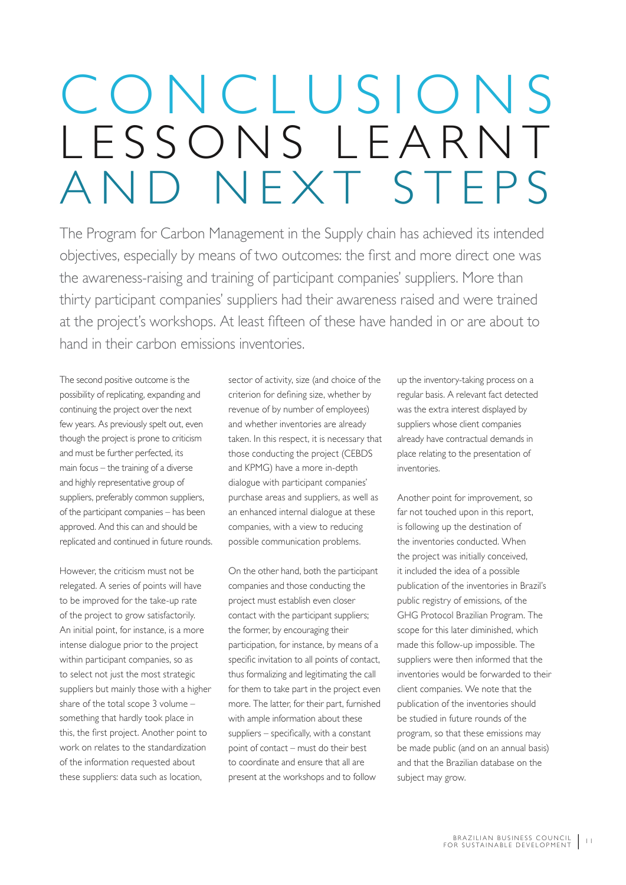# CONCLUSIONS LESSONS LEARNT AND NEXT STEPS

The Program for Carbon Management in the Supply chain has achieved its intended objectives, especially by means of two outcomes: the first and more direct one was the awareness-raising and training of participant companies' suppliers. More than thirty participant companies' suppliers had their awareness raised and were trained at the project's workshops. At least fifteen of these have handed in or are about to hand in their carbon emissions inventories.

The second positive outcome is the possibility of replicating, expanding and continuing the project over the next few years. As previously spelt out, even though the project is prone to criticism and must be further perfected, its main focus – the training of a diverse and highly representative group of suppliers, preferably common suppliers, of the participant companies – has been approved. And this can and should be replicated and continued in future rounds.

However, the criticism must not be relegated. A series of points will have to be improved for the take-up rate of the project to grow satisfactorily. An initial point, for instance, is a more intense dialogue prior to the project within participant companies, so as to select not just the most strategic suppliers but mainly those with a higher share of the total scope 3 volume – something that hardly took place in this, the first project. Another point to work on relates to the standardization of the information requested about these suppliers: data such as location, sector of activity, size (and choice of the criterion for defining size, whether by revenue of by number of employees) and whether inventories are already taken. In this respect, it is necessary that those conducting the project (CEBDS and KPMG) have a more in-depth dialogue with participant companies' purchase areas and suppliers, as well as an enhanced internal dialogue at these companies, with a view to reducing possible communication problems.

On the other hand, both the participant companies and those conducting the project must establish even closer contact with the participant suppliers; the former, by encouraging their participation, for instance, by means of a specific invitation to all points of contact, thus formalizing and legitimating the call for them to take part in the project even more. The latter, for their part, furnished with ample information about these suppliers – specifically, with a constant point of contact – must do their best to coordinate and ensure that all are present at the workshops and to follow up the inventory-taking process on a regular basis. A relevant fact detected was the extra interest displayed by suppliers whose client companies already have contractual demands in place relating to the presentation of inventories.

Another point for improvement, so far not touched upon in this report, is following up the destination of the inventories conducted. When the project was initially conceived, it included the idea of a possible publication of the inventories in Brazil's public registry of emissions, of the GHG Protocol Brazilian Program. The scope for this later diminished, which made this follow-up impossible. The suppliers were then informed that the inventories would be forwarded to their client companies. We note that the publication of the inventories should be studied in future rounds of the program, so that these emissions may be made public (and on an annual basis) and that the Brazilian database on the subject may grow.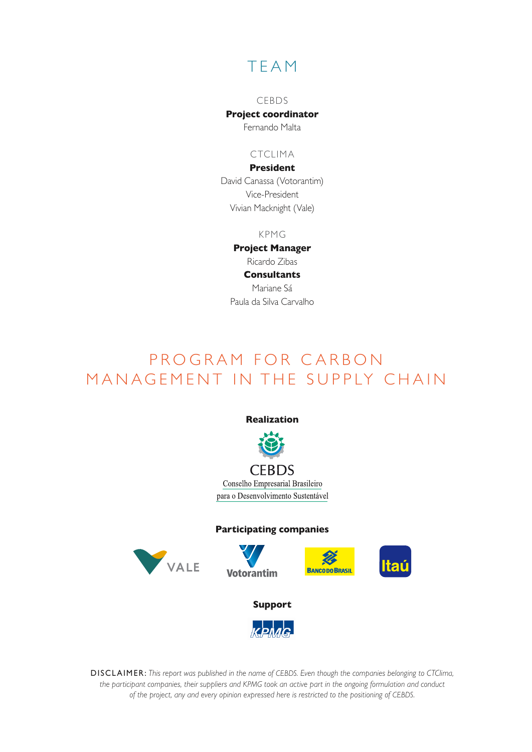# TEAM

CEBDS

**Project coordinator**

Fernando Malta

CTCLIMA

**President**

David Canassa (Votorantim)

Vice-President

Vivian Macknight (Vale)

KPMG

**Project Manager**

Ricardo Zibas

**Consultants**

Mariane Sá

Paula da Silva Carvalho

# PROGRAM FOR CARBON MANAGEMENT IN THE SUPPLY CHAIN

**Realization**

CEBDS

Conselho Empresarial Brasileiro para o Desenvolvimento Sustentável

**Participating companies**

VALE

Votorantim

BANCO DO BRASIL

Itaú

**Support**

KPMG

DISCLAIMER: *This report was published in the name of CEBDS. Even though the companies belonging to CTClima, the participant companies, their suppliers and KPMG took an active part in the ongoing formulation and conduct of the project, any and every opinion expressed here is restricted to the positioning of CEBDS.*